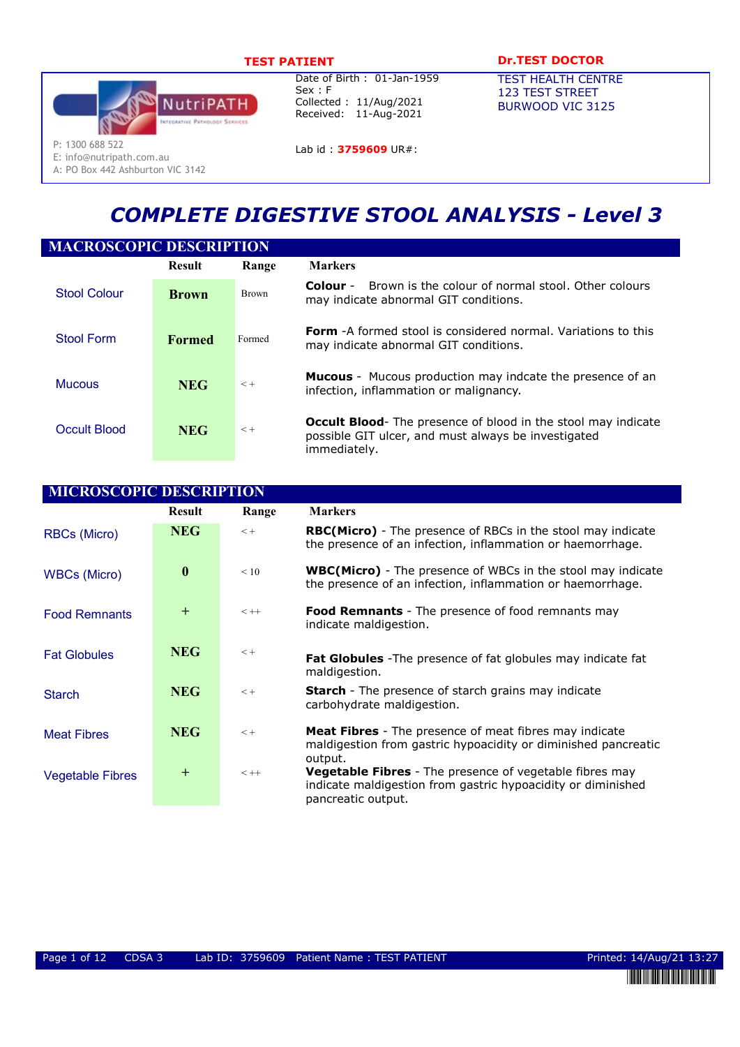**TEST PATIENT**

NutriPATH Integrative Pathology Services

P: 1300 688 522
E: info@nutripath.com.au
A: PO Box 442 Ashburton VIC 3142

Date of Birth : 01-Jan-1959
Sex : F
Collected : 11/Aug/2021
Received: 11-Aug-2021

Lab id : **3759609** UR#:

**Dr.TEST DOCTOR**

TEST HEALTH CENTRE
123 TEST STREET
BURWOOD VIC 3125

# *COMPLETE DIGESTIVE STOOL ANALYSIS - Level 3*

## MACROSCOPIC DESCRIPTION

| | Result | Range | Markers |
|---|---|---|---|
| Stool Colour | **Brown** | Brown | **Colour** - Brown is the colour of normal stool. Other colours may indicate abnormal GIT conditions. |
| Stool Form | **Formed** | Formed | **Form** -A formed stool is considered normal. Variations to this may indicate abnormal GIT conditions. |
| Mucous | **NEG** | < + | **Mucous** - Mucous production may indcate the presence of an infection, inflammation or malignancy. |
| Occult Blood | **NEG** | < + | **Occult Blood**- The presence of blood in the stool may indicate possible GIT ulcer, and must always be investigated immediately. |

## MICROSCOPIC DESCRIPTION

| | Result | Range | Markers |
|---|---|---|---|
| RBCs (Micro) | **NEG** | < + | **RBC(Micro)** - The presence of RBCs in the stool may indicate the presence of an infection, inflammation or haemorrhage. |
| WBCs (Micro) | **0** | < 10 | **WBC(Micro)** - The presence of WBCs in the stool may indicate the presence of an infection, inflammation or haemorrhage. |
| Food Remnants | + | < ++ | **Food Remnants** - The presence of food remnants may indicate maldigestion. |
| Fat Globules | **NEG** | < + | **Fat Globules** -The presence of fat globules may indicate fat maldigestion. |
| Starch | **NEG** | < + | **Starch** - The presence of starch grains may indicate carbohydrate maldigestion. |
| Meat Fibres | **NEG** | < + | **Meat Fibres** - The presence of meat fibres may indicate maldigestion from gastric hypoacidity or diminished pancreatic output. |
| Vegetable Fibres | + | < ++ | **Vegetable Fibres** - The presence of vegetable fibres may indicate maldigestion from gastric hypoacidity or diminished pancreatic output. |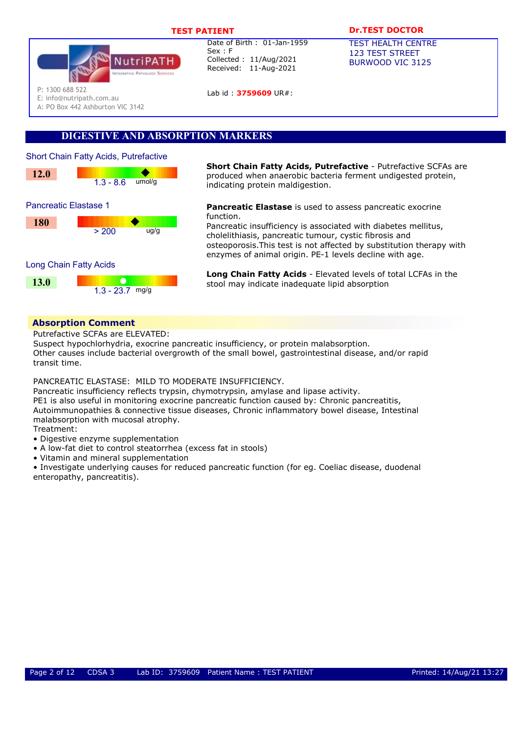**TEST PATIENT**

Date of Birth : 01-Jan-1959
Sex : F
Collected : 11/Aug/2021
Received: 11-Aug-2021

Lab id : **3759609** UR#:

**Dr.TEST DOCTOR**
TEST HEALTH CENTRE
123 TEST STREET
BURWOOD VIC 3125

NutriPATH Integrative Pathology Services
P: 1300 688 522
E: info@nutripath.com.au
A: PO Box 442 Ashburton VIC 3142

## DIGESTIVE AND ABSORPTION MARKERS

| Test | Result | Reference Range | Units |
|---|---|---|---|
| Short Chain Fatty Acids, Putrefactive | 12.0 | 1.3 - 8.6 | umol/g |
| Pancreatic Elastase 1 | 180 | > 200 | ug/g |
| Long Chain Fatty Acids | 13.0 | 1.3 - 23.7 | mg/g |

**Short Chain Fatty Acids, Putrefactive** - Putrefactive SCFAs are produced when anaerobic bacteria ferment undigested protein, indicating protein maldigestion.

**Pancreatic Elastase** is used to assess pancreatic exocrine function.
Pancreatic insufficiency is associated with diabetes mellitus, cholelithiasis, pancreatic tumour, cystic fibrosis and osteoporosis.This test is not affected by substitution therapy with enzymes of animal origin. PE-1 levels decline with age.

**Long Chain Fatty Acids** - Elevated levels of total LCFAs in the stool may indicate inadequate lipid absorption

### Absorption Comment

Putrefactive SCFAs are ELEVATED:
Suspect hypochlorhydria, exocrine pancreatic insufficiency, or protein malabsorption.
Other causes include bacterial overgrowth of the small bowel, gastrointestinal disease, and/or rapid transit time.

PANCREATIC ELASTASE: MILD TO MODERATE INSUFFICIENCY.
Pancreatic insufficiency reflects trypsin, chymotrypsin, amylase and lipase activity.
PE1 is also useful in monitoring exocrine pancreatic function caused by: Chronic pancreatitis, Autoimmunopathies & connective tissue diseases, Chronic inflammatory bowel disease, Intestinal malabsorption with mucosal atrophy.
Treatment:

- Digestive enzyme supplementation
- A low-fat diet to control steatorrhea (excess fat in stools)
- Vitamin and mineral supplementation
- Investigate underlying causes for reduced pancreatic function (for eg. Coeliac disease, duodenal enteropathy, pancreatitis).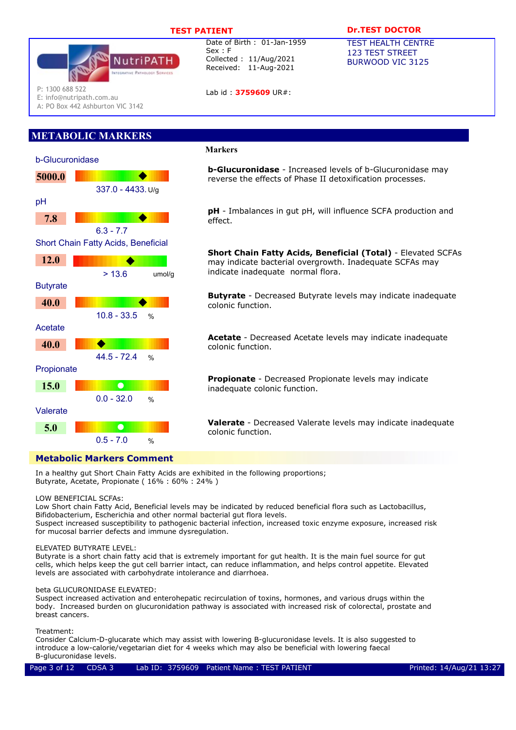**TEST PATIENT**

Date of Birth : 01-Jan-1959
Sex : F
Collected : 11/Aug/2021
Received: 11-Aug-2021

Lab id : **3759609** UR#:

**Dr.TEST DOCTOR**
TEST HEALTH CENTRE
123 TEST STREET
BURWOOD VIC 3125

NutriPATH Integrative Pathology Services
P: 1300 688 522
E: info@nutripath.com.au
A: PO Box 442 Ashburton VIC 3142

## METABOLIC MARKERS

| Test | Result | Reference Range | Units |
|---|---|---|---|
| b-Glucuronidase | 5000.0 | 337.0 - 4433. | U/g |
| pH | 7.8 | 6.3 - 7.7 | |
| Short Chain Fatty Acids, Beneficial | 12.0 | > 13.6 | umol/g |
| Butyrate | 40.0 | 10.8 - 33.5 | % |
| Acetate | 40.0 | 44.5 - 72.4 | % |
| Propionate | 15.0 | 0.0 - 32.0 | % |
| Valerate | 5.0 | 0.5 - 7.0 | % |

### Markers

**b-Glucuronidase** - Increased levels of b-Glucuronidase may reverse the effects of Phase II detoxification processes.

**pH** - Imbalances in gut pH, will influence SCFA production and effect.

**Short Chain Fatty Acids, Beneficial (Total)** - Elevated SCFAs may indicate bacterial overgrowth. Inadequate SCFAs may indicate inadequate normal flora.

**Butyrate** - Decreased Butyrate levels may indicate inadequate colonic function.

**Acetate** - Decreased Acetate levels may indicate inadequate colonic function.

**Propionate** - Decreased Propionate levels may indicate inadequate colonic function.

**Valerate** - Decreased Valerate levels may indicate inadequate colonic function.

### Metabolic Markers Comment

In a healthy gut Short Chain Fatty Acids are exhibited in the following proportions;
Butyrate, Acetate, Propionate ( 16% : 60% : 24% )

LOW BENEFICIAL SCFAs:
Low Short chain Fatty Acid, Beneficial levels may be indicated by reduced beneficial flora such as Lactobacillus, Bifidobacterium, Escherichia and other normal bacterial gut flora levels.
Suspect increased susceptibility to pathogenic bacterial infection, increased toxic enzyme exposure, increased risk for mucosal barrier defects and immune dysregulation.

ELEVATED BUTYRATE LEVEL:
Butyrate is a short chain fatty acid that is extremely important for gut health. It is the main fuel source for gut cells, which helps keep the gut cell barrier intact, can reduce inflammation, and helps control appetite. Elevated levels are associated with carbohydrate intolerance and diarrhoea.

beta GLUCURONIDASE ELEVATED:
Suspect increased activation and enterohepatic recirculation of toxins, hormones, and various drugs within the body. Increased burden on glucuronidation pathway is associated with increased risk of colorectal, prostate and breast cancers.

Treatment:
Consider Calcium-D-glucarate which may assist with lowering B-glucuronidase levels. It is also suggested to introduce a low-calorie/vegetarian diet for 4 weeks which may also be beneficial with lowering faecal B-glucuronidase levels.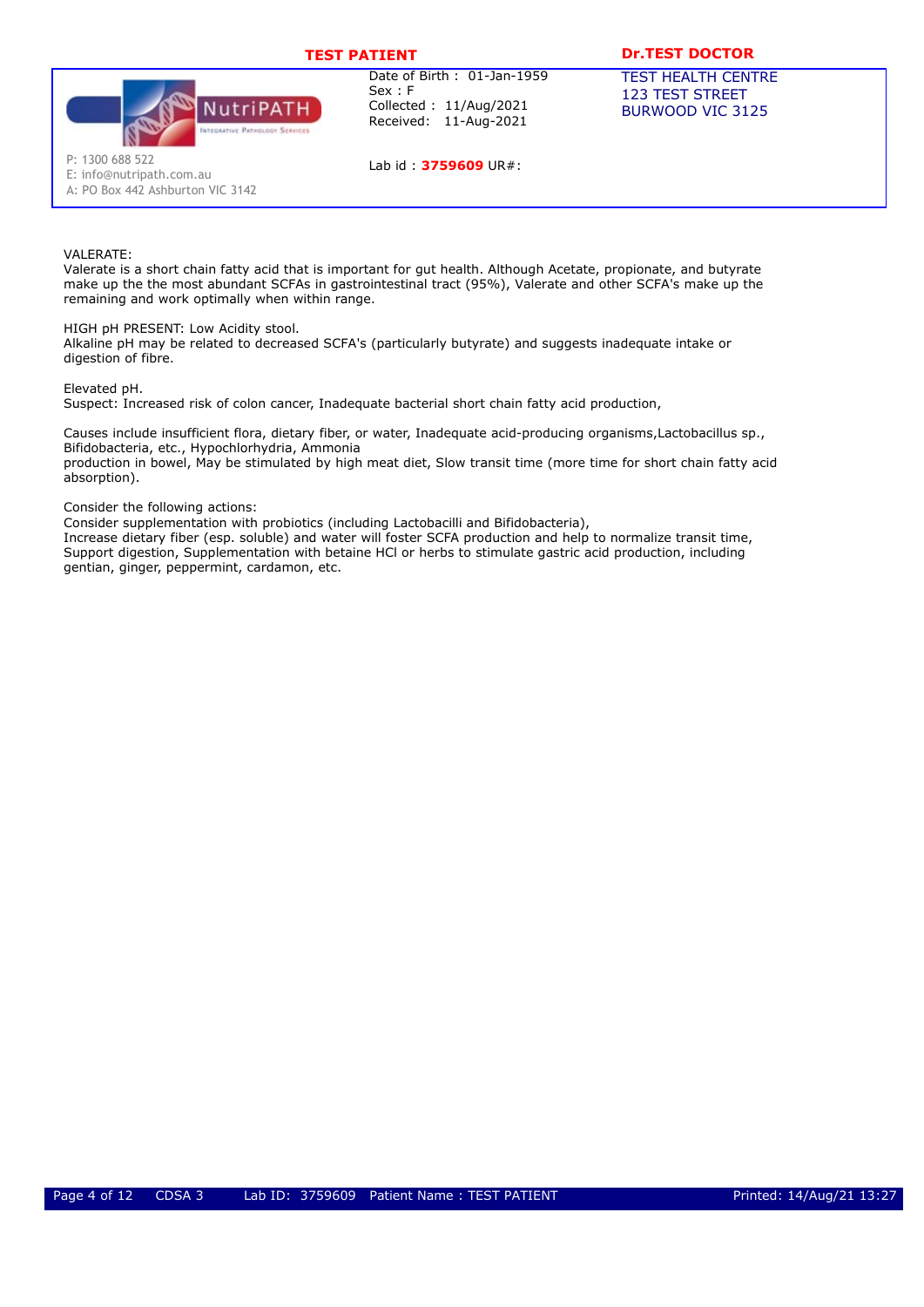**TEST PATIENT**

**Dr.TEST DOCTOR**

NutriPATH — Integrative Pathology Services

P: 1300 688 522
E: info@nutripath.com.au
A: PO Box 442 Ashburton VIC 3142

Date of Birth : 01-Jan-1959
Sex : F
Collected : 11/Aug/2021
Received: 11-Aug-2021

Lab id : **3759609** UR#:

TEST HEALTH CENTRE
123 TEST STREET
BURWOOD VIC 3125

VALERATE:
Valerate is a short chain fatty acid that is important for gut health. Although Acetate, propionate, and butyrate make up the the most abundant SCFAs in gastrointestinal tract (95%), Valerate and other SCFA's make up the remaining and work optimally when within range.

HIGH pH PRESENT: Low Acidity stool.
Alkaline pH may be related to decreased SCFA's (particularly butyrate) and suggests inadequate intake or digestion of fibre.

Elevated pH.
Suspect: Increased risk of colon cancer, Inadequate bacterial short chain fatty acid production,

Causes include insufficient flora, dietary fiber, or water, Inadequate acid-producing organisms,Lactobacillus sp., Bifidobacteria, etc., Hypochlorhydria, Ammonia
production in bowel, May be stimulated by high meat diet, Slow transit time (more time for short chain fatty acid absorption).

Consider the following actions:
Consider supplementation with probiotics (including Lactobacilli and Bifidobacteria),
Increase dietary fiber (esp. soluble) and water will foster SCFA production and help to normalize transit time,
Support digestion, Supplementation with betaine HCl or herbs to stimulate gastric acid production, including gentian, ginger, peppermint, cardamon, etc.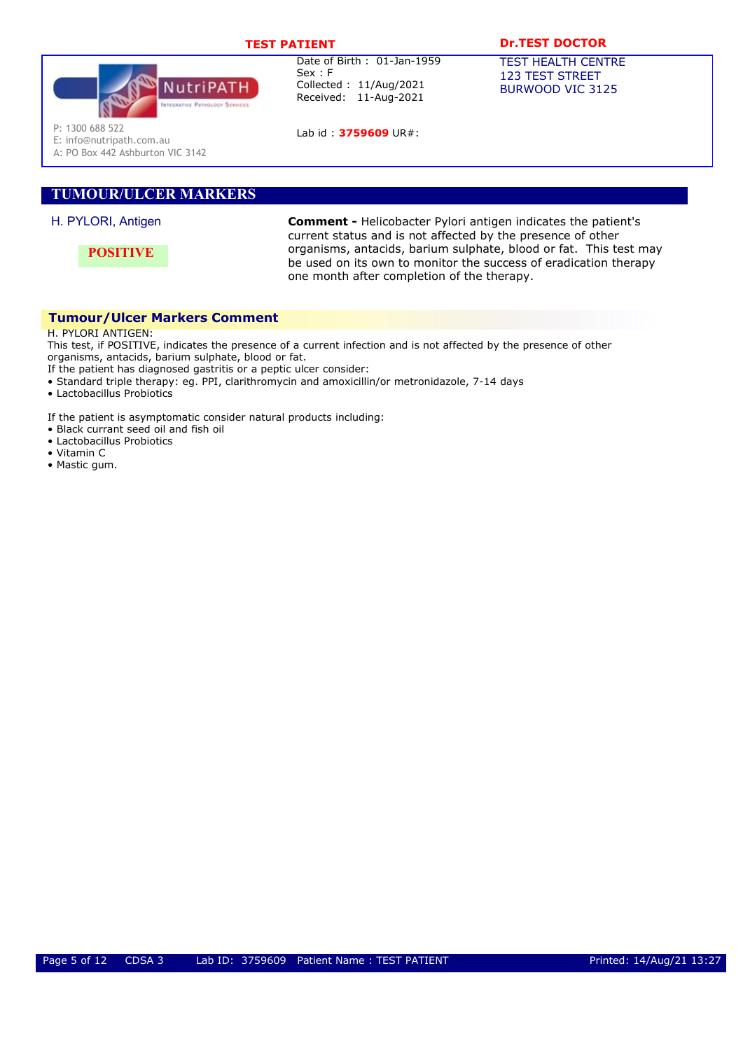**TEST PATIENT**

Date of Birth : 01-Jan-1959
Sex : F
Collected : 11/Aug/2021
Received: 11-Aug-2021

Lab id : **3759609** UR#:

**Dr.TEST DOCTOR**

TEST HEALTH CENTRE
123 TEST STREET
BURWOOD VIC 3125

NutriPATH Integrative Pathology Services

P: 1300 688 522
E: info@nutripath.com.au
A: PO Box 442 Ashburton VIC 3142

## TUMOUR/ULCER MARKERS

H. PYLORI, Antigen

**POSITIVE**

**Comment -** Helicobacter Pylori antigen indicates the patient's current status and is not affected by the presence of other organisms, antacids, barium sulphate, blood or fat. This test may be used on its own to monitor the success of eradication therapy one month after completion of the therapy.

### Tumour/Ulcer Markers Comment

H. PYLORI ANTIGEN:
This test, if POSITIVE, indicates the presence of a current infection and is not affected by the presence of other organisms, antacids, barium sulphate, blood or fat.
If the patient has diagnosed gastritis or a peptic ulcer consider:

- Standard triple therapy: eg. PPI, clarithromycin and amoxicillin/or metronidazole, 7-14 days
- Lactobacillus Probiotics

If the patient is asymptomatic consider natural products including:

- Black currant seed oil and fish oil
- Lactobacillus Probiotics
- Vitamin C
- Mastic gum.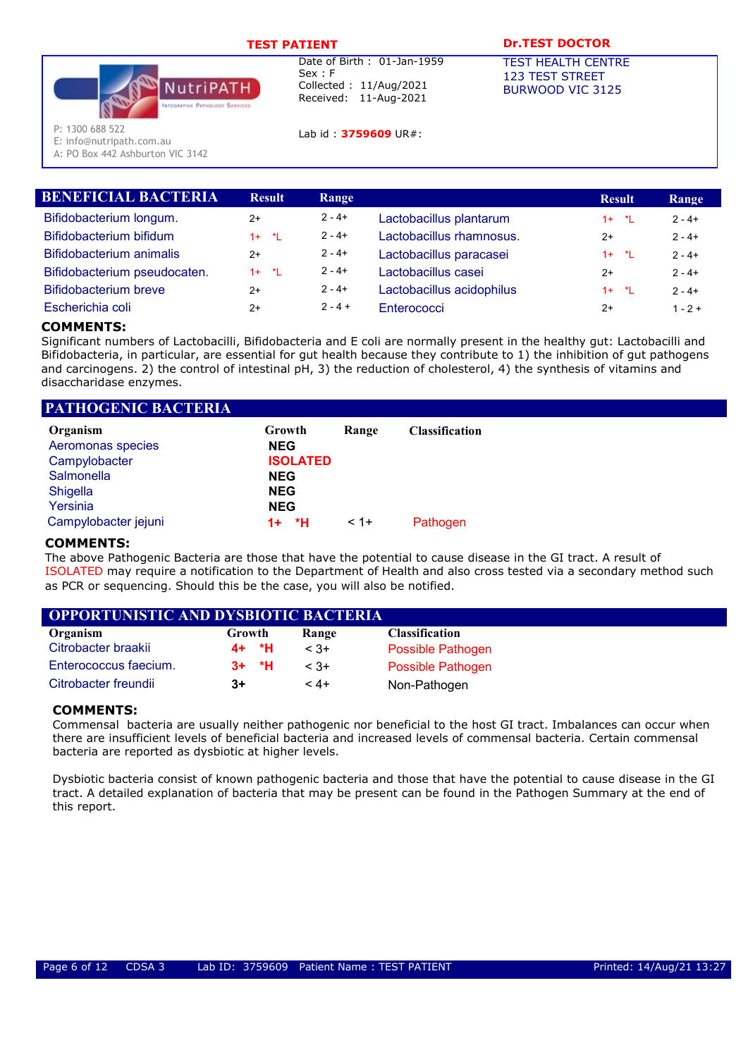**TEST PATIENT**

Date of Birth : 01-Jan-1959
Sex : F
Collected : 11/Aug/2021
Received: 11-Aug-2021

Lab id : **3759609** UR#:

**Dr.TEST DOCTOR**
TEST HEALTH CENTRE
123 TEST STREET
BURWOOD VIC 3125

NutriPATH Integrative Pathology Services
P: 1300 688 522
E: info@nutripath.com.au
A: PO Box 442 Ashburton VIC 3142

## BENEFICIAL BACTERIA

| Organism | Result | Range | Organism | Result | Range |
|---|---|---|---|---|---|
| Bifidobacterium longum. | 2+ | 2 - 4+ | Lactobacillus plantarum | 1+ *L | 2 - 4+ |
| Bifidobacterium bifidum | 1+ *L | 2 - 4+ | Lactobacillus rhamnosus. | 2+ | 2 - 4+ |
| Bifidobacterium animalis | 2+ | 2 - 4+ | Lactobacillus paracasei | 1+ *L | 2 - 4+ |
| Bifidobacterium pseudocaten. | 1+ *L | 2 - 4+ | Lactobacillus casei | 2+ | 2 - 4+ |
| Bifidobacterium breve | 2+ | 2 - 4+ | Lactobacillus acidophilus | 1+ *L | 2 - 4+ |
| Escherichia coli | 2+ | 2 - 4 + | Enterococci | 2+ | 1 - 2 + |

**COMMENTS:**
Significant numbers of Lactobacilli, Bifidobacteria and E coli are normally present in the healthy gut: Lactobacilli and Bifidobacteria, in particular, are essential for gut health because they contribute to 1) the inhibition of gut pathogens and carcinogens. 2) the control of intestinal pH, 3) the reduction of cholesterol, 4) the synthesis of vitamins and disaccharidase enzymes.

## PATHOGENIC BACTERIA

| Organism | Growth | Range | Classification |
|---|---|---|---|
| Aeromonas species | NEG | | |
| Campylobacter | ISOLATED | | |
| Salmonella | NEG | | |
| Shigella | NEG | | |
| Yersinia | NEG | | |
| Campylobacter jejuni | 1+ *H | < 1+ | Pathogen |

**COMMENTS:**
The above Pathogenic Bacteria are those that have the potential to cause disease in the GI tract. A result of ISOLATED may require a notification to the Department of Health and also cross tested via a secondary method such as PCR or sequencing. Should this be the case, you will also be notified.

## OPPORTUNISTIC AND DYSBIOTIC BACTERIA

| Organism | Growth | Range | Classification |
|---|---|---|---|
| Citrobacter braakii | 4+ *H | < 3+ | Possible Pathogen |
| Enterococcus faecium. | 3+ *H | < 3+ | Possible Pathogen |
| Citrobacter freundii | 3+ | < 4+ | Non-Pathogen |

**COMMENTS:**
Commensal bacteria are usually neither pathogenic nor beneficial to the host GI tract. Imbalances can occur when there are insufficient levels of beneficial bacteria and increased levels of commensal bacteria. Certain commensal bacteria are reported as dysbiotic at higher levels.

Dysbiotic bacteria consist of known pathogenic bacteria and those that have the potential to cause disease in the GI tract. A detailed explanation of bacteria that may be present can be found in the Pathogen Summary at the end of this report.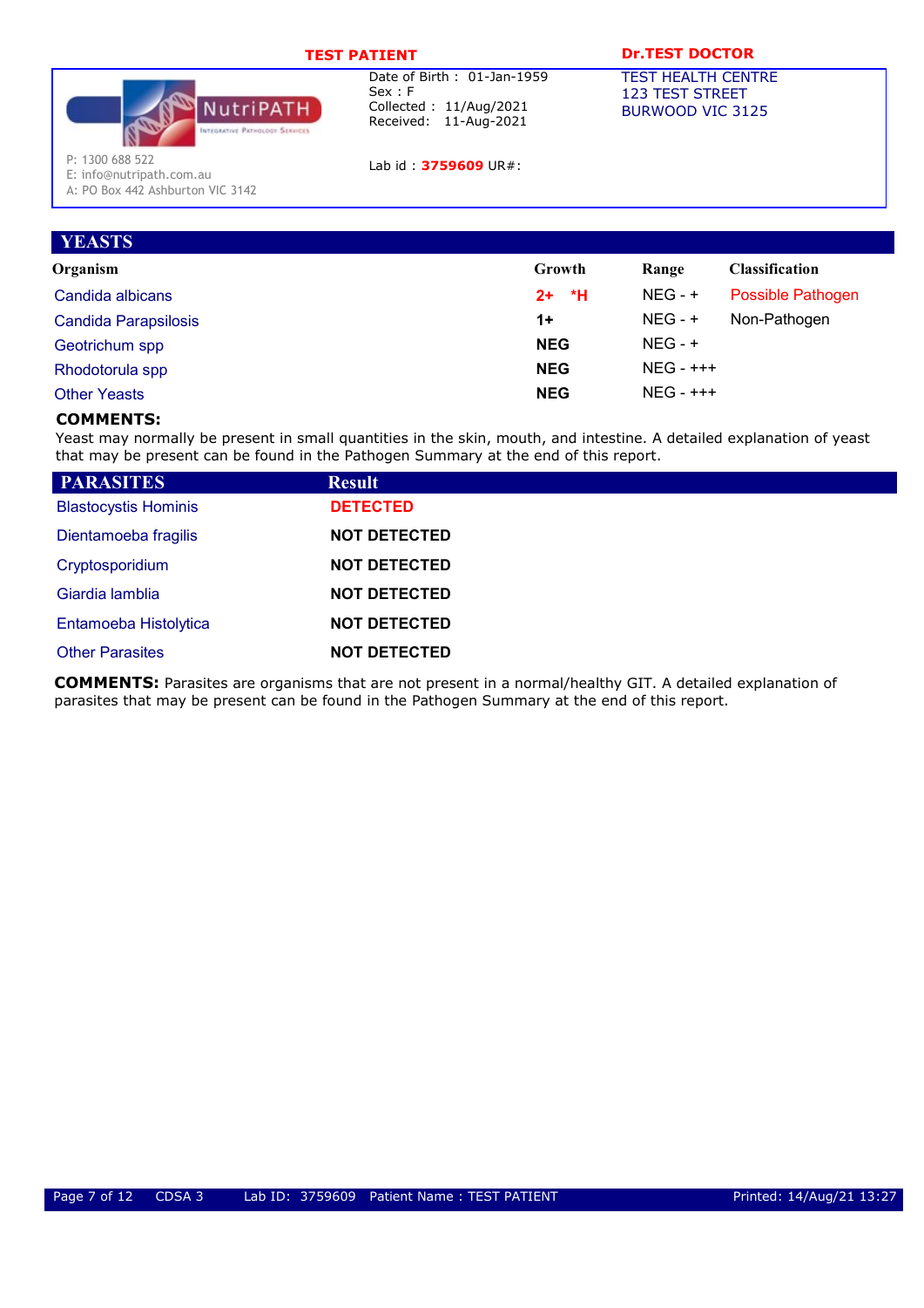**TEST PATIENT**

Date of Birth : 01-Jan-1959
Sex : F
Collected : 11/Aug/2021
Received: 11-Aug-2021

Lab id : **3759609** UR#:

**Dr.TEST DOCTOR**
TEST HEALTH CENTRE
123 TEST STREET
BURWOOD VIC 3125

NutriPATH Integrative Pathology Services
P: 1300 688 522
E: info@nutripath.com.au
A: PO Box 442 Ashburton VIC 3142

## YEASTS

| Organism | Growth | Range | Classification |
|---|---|---|---|
| Candida albicans | **2+ *H** | NEG - + | Possible Pathogen |
| Candida Parapsilosis | **1+** | NEG - + | Non-Pathogen |
| Geotrichum spp | **NEG** | NEG - + | |
| Rhodotorula spp | **NEG** | NEG - +++ | |
| Other Yeasts | **NEG** | NEG - +++ | |

**COMMENTS:**
Yeast may normally be present in small quantities in the skin, mouth, and intestine. A detailed explanation of yeast that may be present can be found in the Pathogen Summary at the end of this report.

## PARASITES

| PARASITES | Result |
|---|---|
| Blastocystis Hominis | **DETECTED** |
| Dientamoeba fragilis | **NOT DETECTED** |
| Cryptosporidium | **NOT DETECTED** |
| Giardia lamblia | **NOT DETECTED** |
| Entamoeba Histolytica | **NOT DETECTED** |
| Other Parasites | **NOT DETECTED** |

**COMMENTS:** Parasites are organisms that are not present in a normal/healthy GIT. A detailed explanation of parasites that may be present can be found in the Pathogen Summary at the end of this report.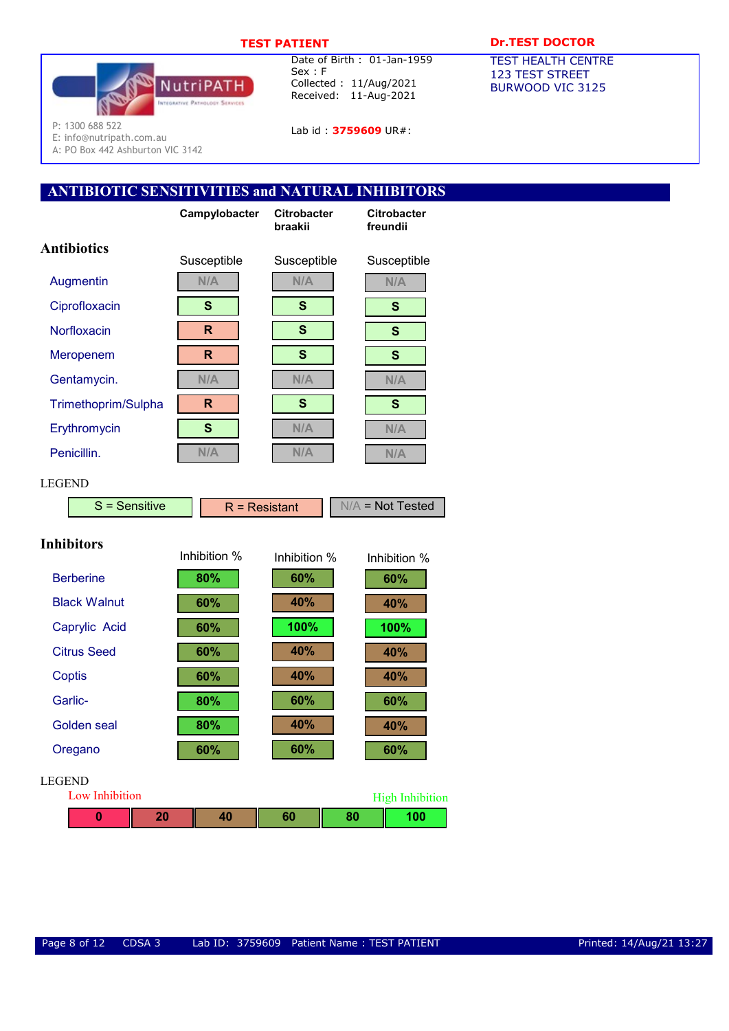**TEST PATIENT**

| | |
|---|---|
| Date of Birth : | 01-Jan-1959 |
| Sex : | F |
| Collected : | 11/Aug/2021 |
| Received: | 11-Aug-2021 |

Lab id : **3759609** UR#:

**Dr.TEST DOCTOR**
TEST HEALTH CENTRE
123 TEST STREET
BURWOOD VIC 3125

NutriPATH Integrative Pathology Services
P: 1300 688 522
E: info@nutripath.com.au
A: PO Box 442 Ashburton VIC 3142

## ANTIBIOTIC SENSITIVITIES and NATURAL INHIBITORS

### Antibiotics

| | Campylobacter | Citrobacter braakii | Citrobacter freundii |
|---|---|---|---|
| | Susceptible | Susceptible | Susceptible |
| Augmentin | N/A | N/A | N/A |
| Ciprofloxacin | S | S | S |
| Norfloxacin | R | S | S |
| Meropenem | R | S | S |
| Gentamycin. | N/A | N/A | N/A |
| Trimethoprim/Sulpha | R | S | S |
| Erythromycin | S | N/A | N/A |
| Penicillin. | N/A | N/A | N/A |

LEGEND

S = Sensitive | R = Resistant | N/A = Not Tested

### Inhibitors

| | Campylobacter | Citrobacter braakii | Citrobacter freundii |
|---|---|---|---|
| | Inhibition % | Inhibition % | Inhibition % |
| Berberine | 80% | 60% | 60% |
| Black Walnut | 60% | 40% | 40% |
| Caprylic Acid | 60% | 100% | 100% |
| Citrus Seed | 60% | 40% | 40% |
| Coptis | 60% | 40% | 40% |
| Garlic- | 80% | 60% | 60% |
| Golden seal | 80% | 40% | 40% |
| Oregano | 60% | 60% | 60% |

LEGEND

Low Inhibition → High Inhibition

| 0 | 20 | 40 | 60 | 80 | 100 |
|---|---|---|---|---|---|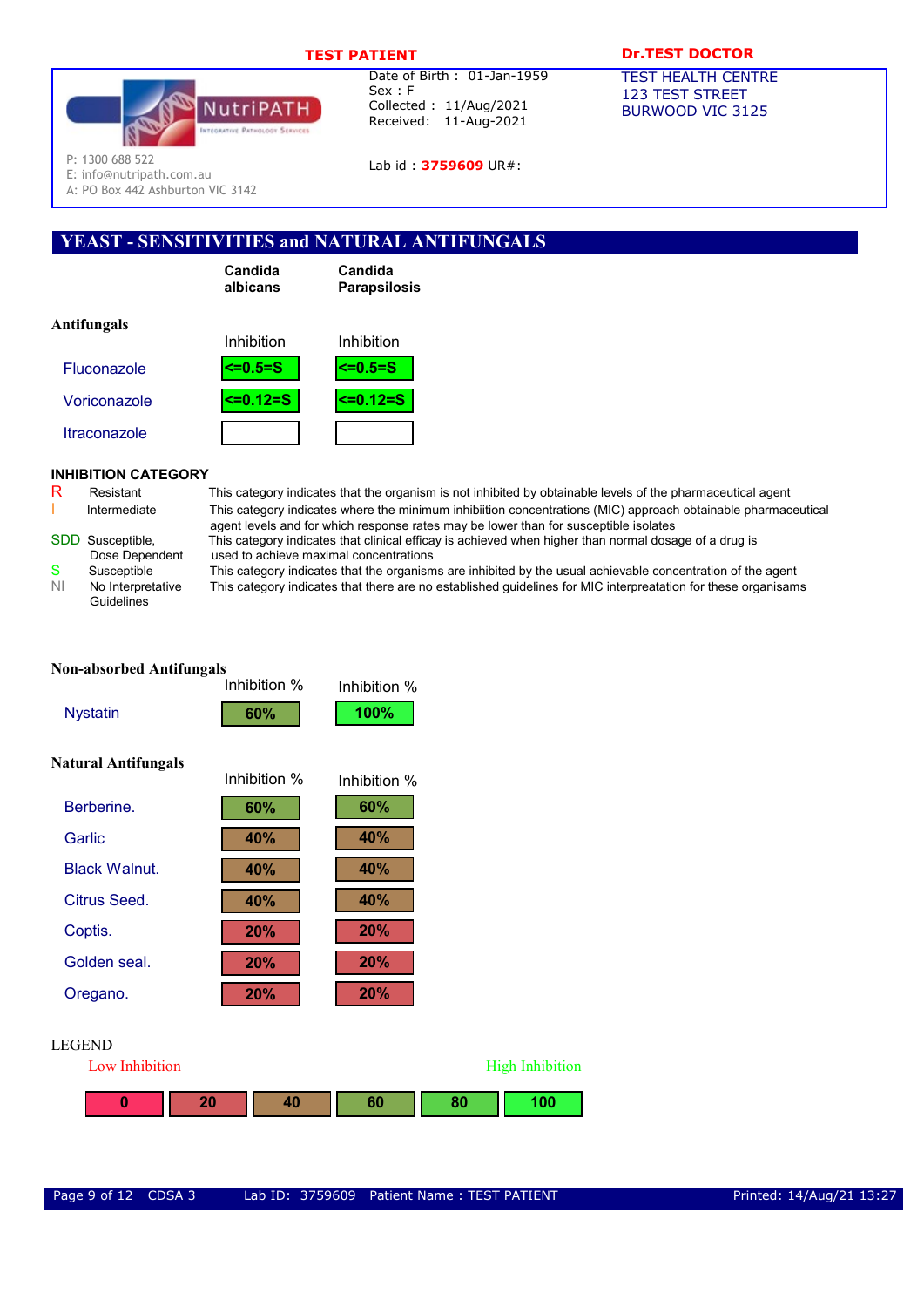TEST PATIENT

Date of Birth : 01-Jan-1959
Sex : F
Collected : 11/Aug/2021
Received: 11-Aug-2021

Lab id : 3759609 UR#:

Dr.TEST DOCTOR

TEST HEALTH CENTRE
123 TEST STREET
BURWOOD VIC 3125

NutriPATH
Integrative Pathology Services

P: 1300 688 522
E: info@nutripath.com.au
A: PO Box 442 Ashburton VIC 3142

## YEAST - SENSITIVITIES and NATURAL ANTIFUNGALS

### Antifungals

| | Candida albicans | Candida Parapsilosis |
|---|---|---|
| | Inhibition | Inhibition |
| Fluconazole | <=0.5=S | <=0.5=S |
| Voriconazole | <=0.12=S | <=0.12=S |
| Itraconazole | | |

### INHIBITION CATEGORY

| | | |
|---|---|---|
| R | Resistant | This category indicates that the organism is not inhibited by obtainable levels of the pharmaceutical agent |
| I | Intermediate | This category indicates where the minimum inhibiition concentrations (MIC) approach obtainable pharmaceutical agent levels and for which response rates may be lower than for susceptible isolates |
| SDD | Susceptible, Dose Dependent | This category indicates that clinical efficay is achieved when higher than normal dosage of a drug is used to achieve maximal concentrations |
| S | Susceptible | This category indicates that the organisms are inhibited by the usual achievable concentration of the agent |
| NI | No Interpretative Guidelines | This category indicates that there are no established guidelines for MIC interpreatation for these organisams |

### Non-absorbed Antifungals

| | Inhibition % | Inhibition % |
|---|---|---|
| Nystatin | 60% | 100% |

### Natural Antifungals

| | Inhibition % | Inhibition % |
|---|---|---|
| Berberine. | 60% | 60% |
| Garlic | 40% | 40% |
| Black Walnut. | 40% | 40% |
| Citrus Seed. | 40% | 40% |
| Coptis. | 20% | 20% |
| Golden seal. | 20% | 20% |
| Oregano. | 20% | 20% |

LEGEND

Low Inhibition — High Inhibition

| 0 | 20 | 40 | 60 | 80 | 100 |
|---|---|---|---|---|---|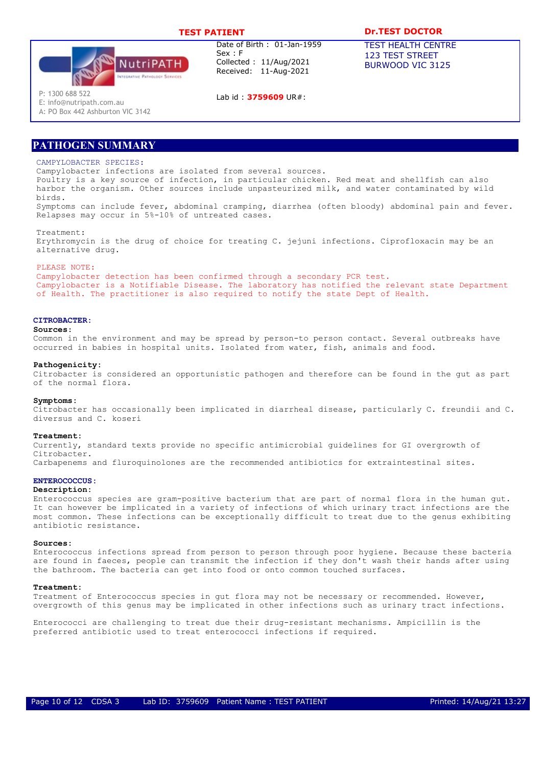TEST PATIENT

Date of Birth : 01-Jan-1959
Sex : F
Collected : 11/Aug/2021
Received: 11-Aug-2021

Lab id : 3759609 UR#:

Dr.TEST DOCTOR
TEST HEALTH CENTRE
123 TEST STREET
BURWOOD VIC 3125

NutriPATH Integrative Pathology Services
P: 1300 688 522
E: info@nutripath.com.au
A: PO Box 442 Ashburton VIC 3142

## PATHOGEN SUMMARY

### CAMPYLOBACTER SPECIES:

Campylobacter infections are isolated from several sources.
Poultry is a key source of infection, in particular chicken. Red meat and shellfish can also harbor the organism. Other sources include unpasteurized milk, and water contaminated by wild birds.
Symptoms can include fever, abdominal cramping, diarrhea (often bloody) abdominal pain and fever.
Relapses may occur in 5%-10% of untreated cases.

Treatment:
Erythromycin is the drug of choice for treating C. jejuni infections. Ciprofloxacin may be an alternative drug.

PLEASE NOTE:
Campylobacter detection has been confirmed through a secondary PCR test.
Campylobacter is a Notifiable Disease. The laboratory has notified the relevant state Department of Health. The practitioner is also required to notify the state Dept of Health.

### CITROBACTER:

**Sources:**
Common in the environment and may be spread by person-to person contact. Several outbreaks have occurred in babies in hospital units. Isolated from water, fish, animals and food.

**Pathogenicity:**
Citrobacter is considered an opportunistic pathogen and therefore can be found in the gut as part of the normal flora.

**Symptoms:**
Citrobacter has occasionally been implicated in diarrheal disease, particularly C. freundii and C. diversus and C. koseri

**Treatment:**
Currently, standard texts provide no specific antimicrobial guidelines for GI overgrowth of Citrobacter.
Carbapenems and fluroquinolones are the recommended antibiotics for extraintestinal sites.

### ENTEROCOCCUS:

**Description:**
Enterococcus species are gram-positive bacterium that are part of normal flora in the human gut. It can however be implicated in a variety of infections of which urinary tract infections are the most common. These infections can be exceptionally difficult to treat due to the genus exhibiting antibiotic resistance.

**Sources:**
Enterococcus infections spread from person to person through poor hygiene. Because these bacteria are found in faeces, people can transmit the infection if they don't wash their hands after using the bathroom. The bacteria can get into food or onto common touched surfaces.

**Treatment:**
Treatment of Enterococcus species in gut flora may not be necessary or recommended. However, overgrowth of this genus may be implicated in other infections such as urinary tract infections.

Enterococci are challenging to treat due their drug-resistant mechanisms. Ampicillin is the preferred antibiotic used to treat enterococci infections if required.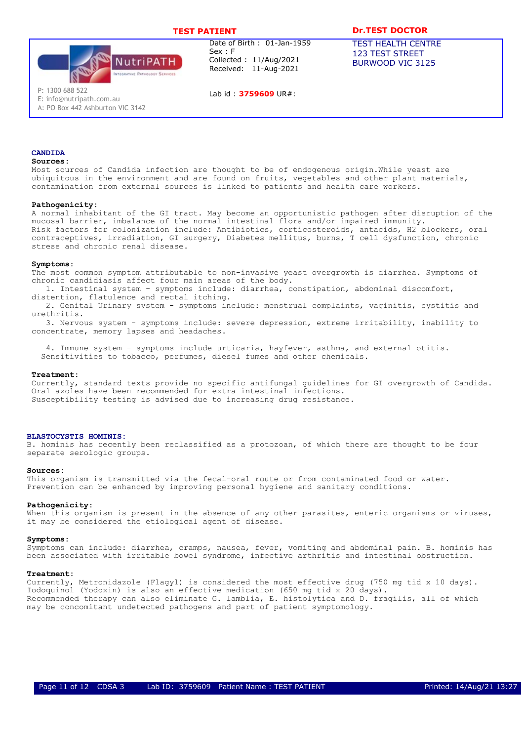**TEST PATIENT**

Date of Birth : 01-Jan-1959
Sex : F
Collected : 11/Aug/2021
Received: 11-Aug-2021

Lab id : **3759609** UR#:

**Dr.TEST DOCTOR**
TEST HEALTH CENTRE
123 TEST STREET
BURWOOD VIC 3125

NutriPATH Integrative Pathology Services
P: 1300 688 522
E: info@nutripath.com.au
A: PO Box 442 Ashburton VIC 3142

## CANDIDA

**Sources:**
Most sources of Candida infection are thought to be of endogenous origin.While yeast are ubiquitous in the environment and are found on fruits, vegetables and other plant materials, contamination from external sources is linked to patients and health care workers.

**Pathogenicity:**
A normal inhabitant of the GI tract. May become an opportunistic pathogen after disruption of the mucosal barrier, imbalance of the normal intestinal flora and/or impaired immunity.
Risk factors for colonization include: Antibiotics, corticosteroids, antacids, H2 blockers, oral contraceptives, irradiation, GI surgery, Diabetes mellitus, burns, T cell dysfunction, chronic stress and chronic renal disease.

**Symptoms:**
The most common symptom attributable to non-invasive yeast overgrowth is diarrhea. Symptoms of chronic candidiasis affect four main areas of the body.

1. Intestinal system - symptoms include: diarrhea, constipation, abdominal discomfort, distention, flatulence and rectal itching.
2. Genital Urinary system - symptoms include: menstrual complaints, vaginitis, cystitis and urethritis.
3. Nervous system - symptoms include: severe depression, extreme irritability, inability to concentrate, memory lapses and headaches.
4. Immune system - symptoms include urticaria, hayfever, asthma, and external otitis. Sensitivities to tobacco, perfumes, diesel fumes and other chemicals.

**Treatment:**
Currently, standard texts provide no specific antifungal guidelines for GI overgrowth of Candida. Oral azoles have been recommended for extra intestinal infections.
Susceptibility testing is advised due to increasing drug resistance.

## BLASTOCYSTIS HOMINIS:

B. hominis has recently been reclassified as a protozoan, of which there are thought to be four separate serologic groups.

**Sources:**
This organism is transmitted via the fecal-oral route or from contaminated food or water.
Prevention can be enhanced by improving personal hygiene and sanitary conditions.

**Pathogenicity:**
When this organism is present in the absence of any other parasites, enteric organisms or viruses, it may be considered the etiological agent of disease.

**Symptoms:**
Symptoms can include: diarrhea, cramps, nausea, fever, vomiting and abdominal pain. B. hominis has been associated with irritable bowel syndrome, infective arthritis and intestinal obstruction.

**Treatment:**
Currently, Metronidazole (Flagyl) is considered the most effective drug (750 mg tid x 10 days).
Iodoquinol (Yodoxin) is also an effective medication (650 mg tid x 20 days).
Recommended therapy can also eliminate G. lamblia, E. histolytica and D. fragilis, all of which may be concomitant undetected pathogens and part of patient symptomology.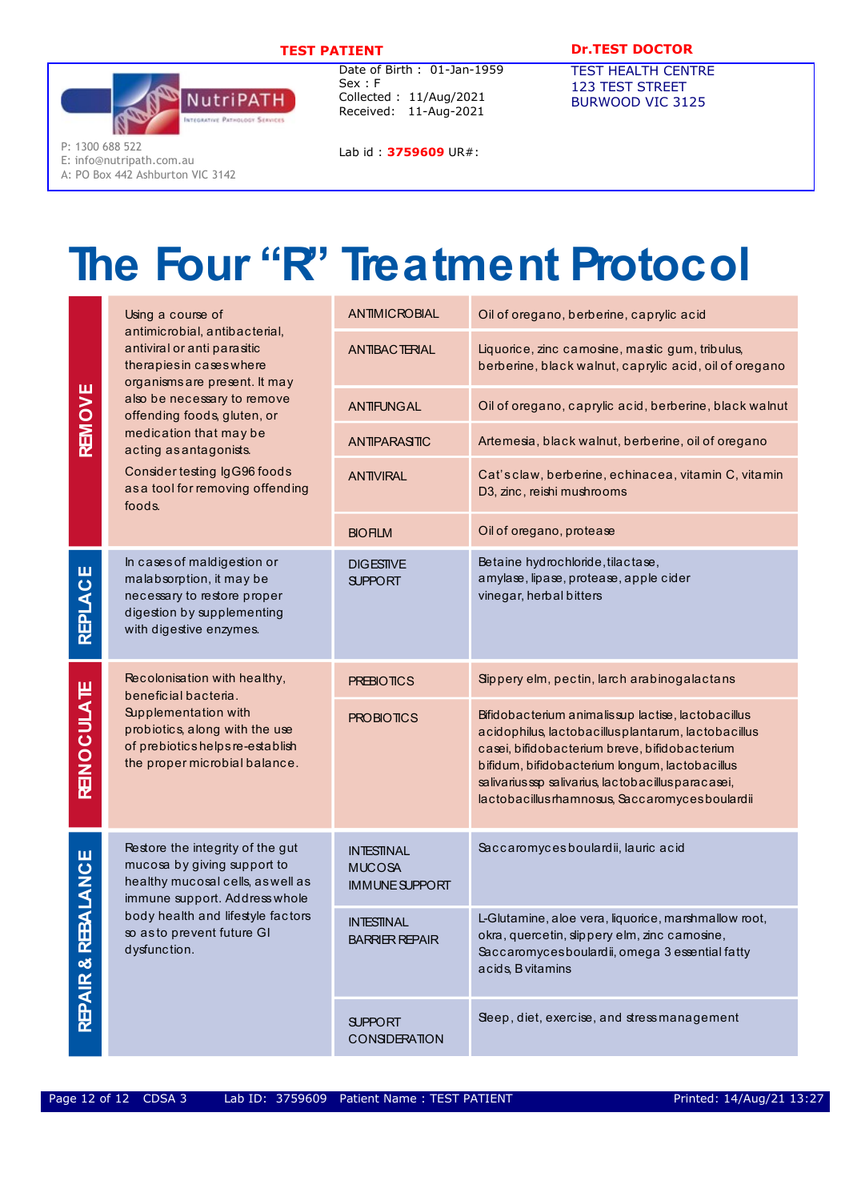TEST PATIENT

Dr.TEST DOCTOR

NutriPATH Integrative Pathology Services

P: 1300 688 522
E: info@nutripath.com.au
A: PO Box 442 Ashburton VIC 3142

Date of Birth : 01-Jan-1959
Sex : F
Collected : 11/Aug/2021
Received: 11-Aug-2021

Lab id : 3759609 UR#:

TEST HEALTH CENTRE
123 TEST STREET
BURWOOD VIC 3125

# The Four "R" Treatment Protocol

| | | | |
|---|---|---|---|
| REMOVE | Using a course of antimicrobial, antibacterial, antiviral or anti parasitic therapies in cases where organisms are present. It may also be necessary to remove offending foods, gluten, or medication that may be acting as antagonists. Consider testing IgG96 foods as a tool for removing offending foods. | ANTIMICROBIAL | Oil of oregano, berberine, caprylic acid |
| | | ANTIBACTERIAL | Liquorice, zinc carnosine, mastic gum, tribulus, berberine, black walnut, caprylic acid, oil of oregano |
| | | ANTIFUNGAL | Oil of oregano, caprylic acid, berberine, black walnut |
| | | ANTIPARASITIC | Artemesia, black walnut, berberine, oil of oregano |
| | | ANTIVIRAL | Cat's claw, berberine, echinacea, vitamin C, vitamin D3, zinc, reishi mushrooms |
| | | BIOFILM | Oil of oregano, protease |
| REPLACE | In cases of maldigestion or malabsorption, it may be necessary to restore proper digestion by supplementing with digestive enzymes. | DIGESTIVE SUPPORT | Betaine hydrochloride, tilactase, amylase, lipase, protease, apple cider vinegar, herbal bitters |
| REINOCULATE | Recolonisation with healthy, beneficial bacteria. Supplementation with probiotics, along with the use of prebiotics helps re-establish the proper microbial balance. | PREBIOTICS | Slippery elm, pectin, larch arabinogalactans |
| | | PROBIOTICS | Bifidobacterium animalis sup lactise, lactobacillus acidophilus, lactobacillus plantarum, lactobacillus casei, bifidobacterium breve, bifidobacterium bifidum, bifidobacterium longum, lactobacillus salivarius ssp salivarius, lactobacillus paracasei, lactobacillus rhamnosus, Saccaromyces boulardii |
| REPAIR & REBALANCE | Restore the integrity of the gut mucosa by giving support to healthy mucosal cells, as well as immune support. Address whole body health and lifestyle factors so as to prevent future GI dysfunction. | INTESTINAL MUCOSA IMMUNE SUPPORT | Saccaromyces boulardii, lauric acid |
| | | INTESTINAL BARRIER REPAIR | L-Glutamine, aloe vera, liquorice, marshmallow root, okra, quercetin, slippery elm, zinc carnosine, Saccaromyces boulardii, omega 3 essential fatty acids, B vitamins |
| | | SUPPORT CONSIDERATION | Sleep, diet, exercise, and stress management |